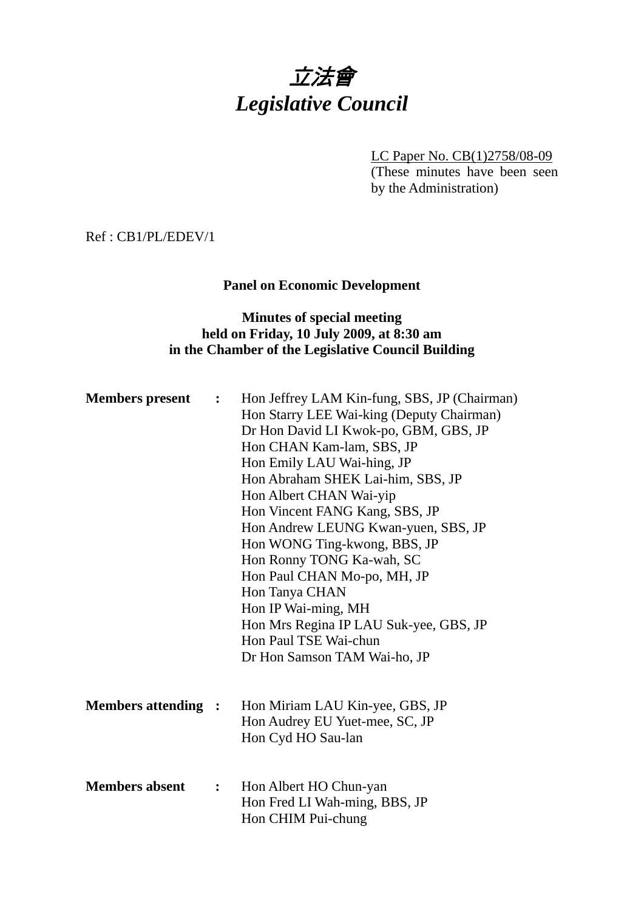# *立法會*
# *Legislative Council*

LC Paper No. CB(1)2758/08-09
(These minutes have been seen by the Administration)

Ref : CB1/PL/EDEV/1

**Panel on Economic Development**

**Minutes of special meeting**
**held on Friday, 10 July 2009, at 8:30 am**
**in the Chamber of the Legislative Council Building**

**Members present :**
Hon Jeffrey LAM Kin-fung, SBS, JP (Chairman)
Hon Starry LEE Wai-king (Deputy Chairman)
Dr Hon David LI Kwok-po, GBM, GBS, JP
Hon CHAN Kam-lam, SBS, JP
Hon Emily LAU Wai-hing, JP
Hon Abraham SHEK Lai-him, SBS, JP
Hon Albert CHAN Wai-yip
Hon Vincent FANG Kang, SBS, JP
Hon Andrew LEUNG Kwan-yuen, SBS, JP
Hon WONG Ting-kwong, BBS, JP
Hon Ronny TONG Ka-wah, SC
Hon Paul CHAN Mo-po, MH, JP
Hon Tanya CHAN
Hon IP Wai-ming, MH
Hon Mrs Regina IP LAU Suk-yee, GBS, JP
Hon Paul TSE Wai-chun
Dr Hon Samson TAM Wai-ho, JP

**Members attending :**
Hon Miriam LAU Kin-yee, GBS, JP
Hon Audrey EU Yuet-mee, SC, JP
Hon Cyd HO Sau-lan

**Members absent :**
Hon Albert HO Chun-yan
Hon Fred LI Wah-ming, BBS, JP
Hon CHIM Pui-chung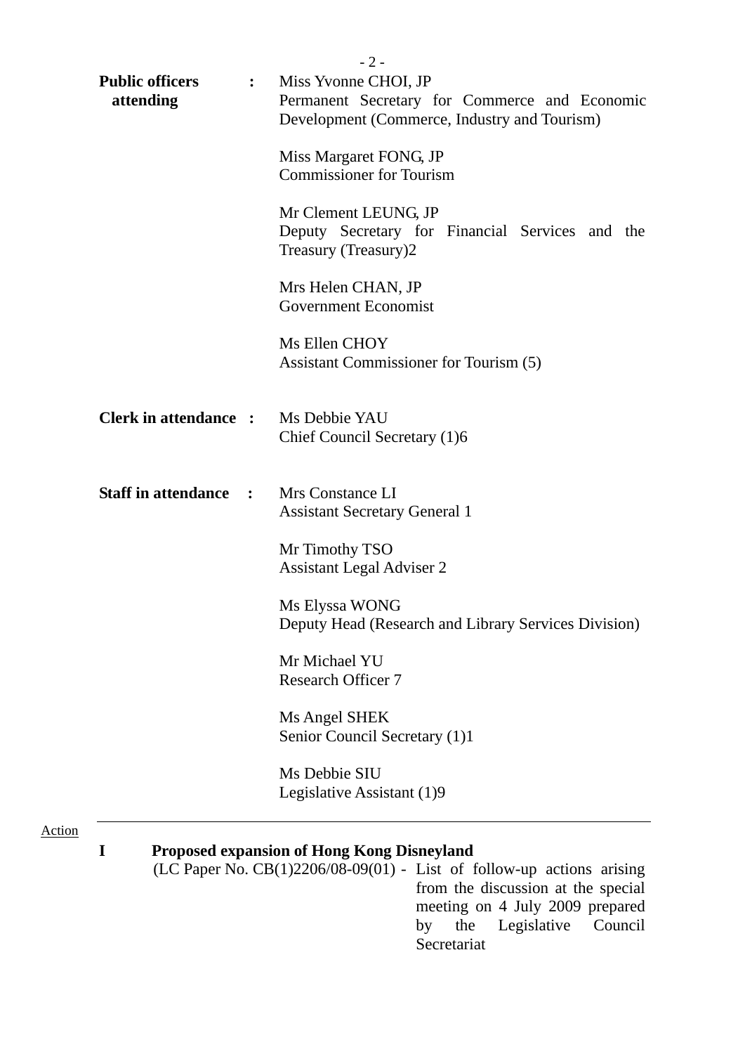**Public officers attending** : Miss Yvonne CHOI, JP
Permanent Secretary for Commerce and Economic Development (Commerce, Industry and Tourism)

Miss Margaret FONG, JP
Commissioner for Tourism

Mr Clement LEUNG, JP
Deputy Secretary for Financial Services and the Treasury (Treasury)2

Mrs Helen CHAN, JP
Government Economist

Ms Ellen CHOY
Assistant Commissioner for Tourism (5)

**Clerk in attendance** : Ms Debbie YAU
Chief Council Secretary (1)6

**Staff in attendance** : Mrs Constance LI
Assistant Secretary General 1

Mr Timothy TSO
Assistant Legal Adviser 2

Ms Elyssa WONG
Deputy Head (Research and Library Services Division)

Mr Michael YU
Research Officer 7

Ms Angel SHEK
Senior Council Secretary (1)1

Ms Debbie SIU
Legislative Assistant (1)9

---

Action

**I Proposed expansion of Hong Kong Disneyland**

(LC Paper No. CB(1)2206/08-09(01) - List of follow-up actions arising from the discussion at the special meeting on 4 July 2009 prepared by the Legislative Council Secretariat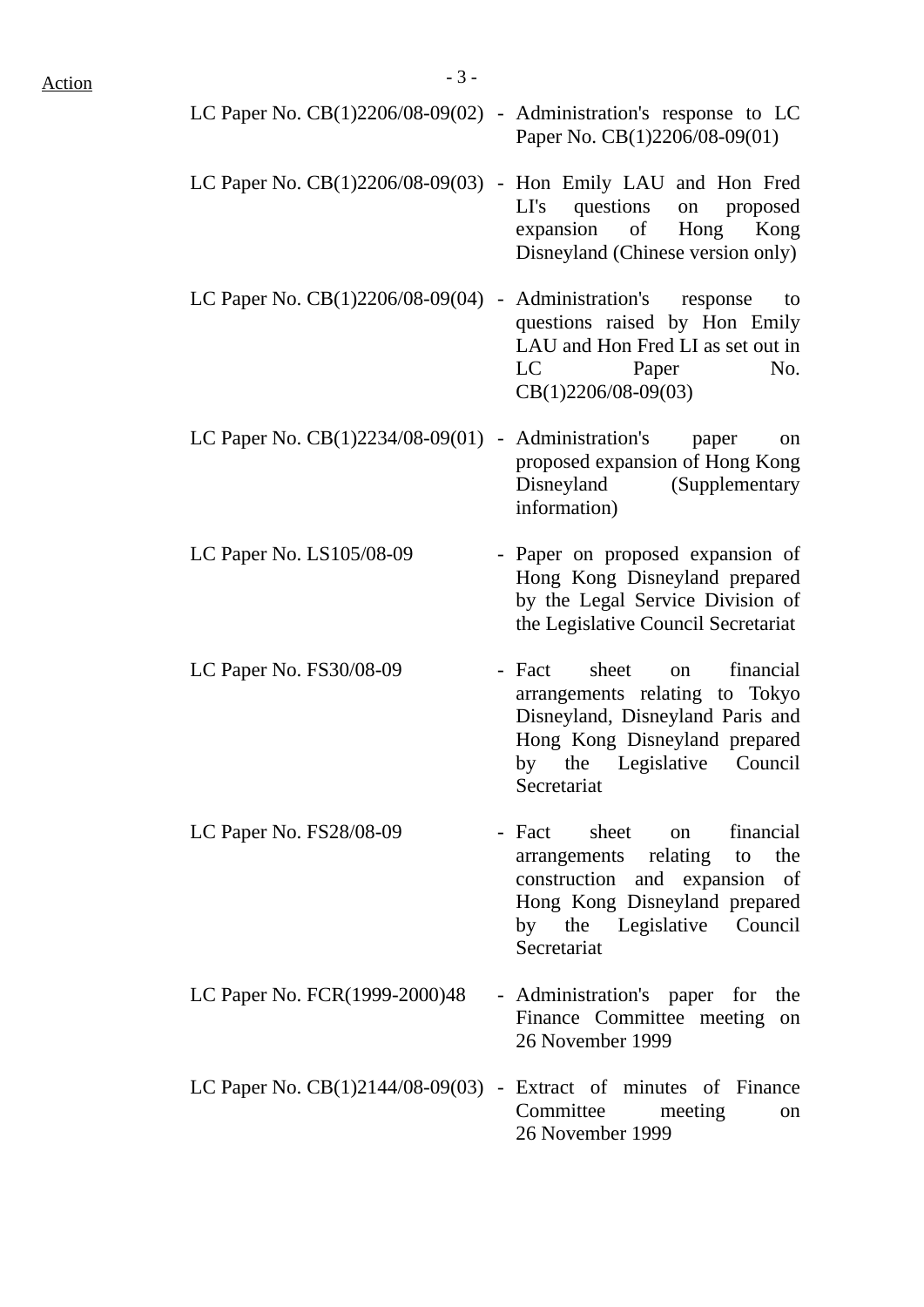Action

| | | |
|---|---|---|
| LC Paper No. CB(1)2206/08-09(02) | - | Administration's response to LC Paper No. CB(1)2206/08-09(01) |
| LC Paper No. CB(1)2206/08-09(03) | - | Hon Emily LAU and Hon Fred LI's questions on proposed expansion of Hong Kong Disneyland (Chinese version only) |
| LC Paper No. CB(1)2206/08-09(04) | - | Administration's response to questions raised by Hon Emily LAU and Hon Fred LI as set out in LC Paper No. CB(1)2206/08-09(03) |
| LC Paper No. CB(1)2234/08-09(01) | - | Administration's paper on proposed expansion of Hong Kong Disneyland (Supplementary information) |
| LC Paper No. LS105/08-09 | - | Paper on proposed expansion of Hong Kong Disneyland prepared by the Legal Service Division of the Legislative Council Secretariat |
| LC Paper No. FS30/08-09 | - | Fact sheet on financial arrangements relating to Tokyo Disneyland, Disneyland Paris and Hong Kong Disneyland prepared by the Legislative Council Secretariat |
| LC Paper No. FS28/08-09 | - | Fact sheet on financial arrangements relating to the construction and expansion of Hong Kong Disneyland prepared by the Legislative Council Secretariat |
| LC Paper No. FCR(1999-2000)48 | - | Administration's paper for the Finance Committee meeting on 26 November 1999 |
| LC Paper No. CB(1)2144/08-09(03) | - | Extract of minutes of Finance Committee meeting on 26 November 1999 |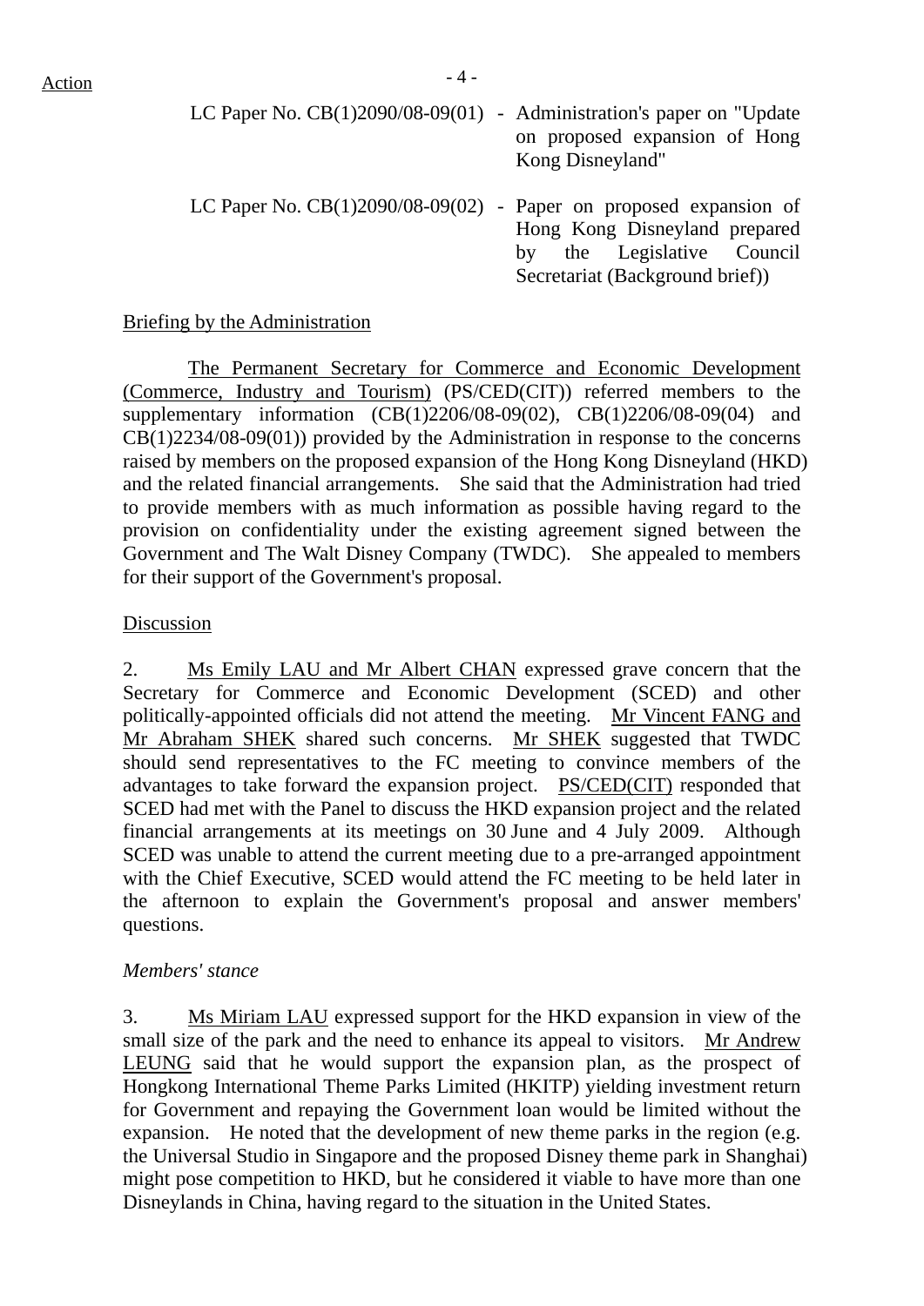Action

LC Paper No. CB(1)2090/08-09(01) - Administration's paper on "Update on proposed expansion of Hong Kong Disneyland"

LC Paper No. CB(1)2090/08-09(02) - Paper on proposed expansion of Hong Kong Disneyland prepared by the Legislative Council Secretariat (Background brief))

Briefing by the Administration

The Permanent Secretary for Commerce and Economic Development (Commerce, Industry and Tourism) (PS/CED(CIT)) referred members to the supplementary information (CB(1)2206/08-09(02), CB(1)2206/08-09(04) and CB(1)2234/08-09(01)) provided by the Administration in response to the concerns raised by members on the proposed expansion of the Hong Kong Disneyland (HKD) and the related financial arrangements. She said that the Administration had tried to provide members with as much information as possible having regard to the provision on confidentiality under the existing agreement signed between the Government and The Walt Disney Company (TWDC). She appealed to members for their support of the Government's proposal.

Discussion

2. Ms Emily LAU and Mr Albert CHAN expressed grave concern that the Secretary for Commerce and Economic Development (SCED) and other politically-appointed officials did not attend the meeting. Mr Vincent FANG and Mr Abraham SHEK shared such concerns. Mr SHEK suggested that TWDC should send representatives to the FC meeting to convince members of the advantages to take forward the expansion project. PS/CED(CIT) responded that SCED had met with the Panel to discuss the HKD expansion project and the related financial arrangements at its meetings on 30 June and 4 July 2009. Although SCED was unable to attend the current meeting due to a pre-arranged appointment with the Chief Executive, SCED would attend the FC meeting to be held later in the afternoon to explain the Government's proposal and answer members' questions.

*Members' stance*

3. Ms Miriam LAU expressed support for the HKD expansion in view of the small size of the park and the need to enhance its appeal to visitors. Mr Andrew LEUNG said that he would support the expansion plan, as the prospect of Hongkong International Theme Parks Limited (HKITP) yielding investment return for Government and repaying the Government loan would be limited without the expansion. He noted that the development of new theme parks in the region (e.g. the Universal Studio in Singapore and the proposed Disney theme park in Shanghai) might pose competition to HKD, but he considered it viable to have more than one Disneylands in China, having regard to the situation in the United States.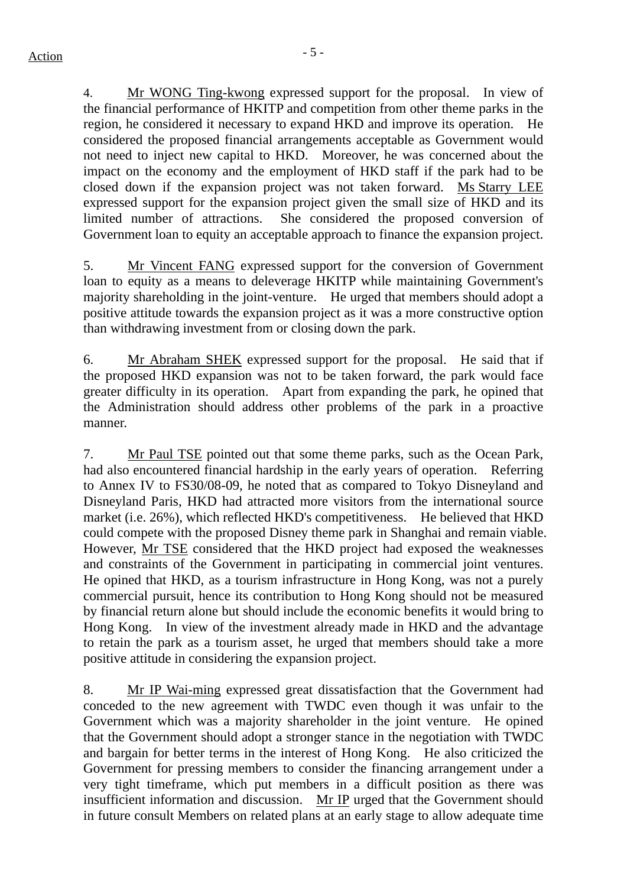4. Mr WONG Ting-kwong expressed support for the proposal. In view of the financial performance of HKITP and competition from other theme parks in the region, he considered it necessary to expand HKD and improve its operation. He considered the proposed financial arrangements acceptable as Government would not need to inject new capital to HKD. Moreover, he was concerned about the impact on the economy and the employment of HKD staff if the park had to be closed down if the expansion project was not taken forward. Ms Starry LEE expressed support for the expansion project given the small size of HKD and its limited number of attractions. She considered the proposed conversion of Government loan to equity an acceptable approach to finance the expansion project.

5. Mr Vincent FANG expressed support for the conversion of Government loan to equity as a means to deleverage HKITP while maintaining Government's majority shareholding in the joint-venture. He urged that members should adopt a positive attitude towards the expansion project as it was a more constructive option than withdrawing investment from or closing down the park.

6. Mr Abraham SHEK expressed support for the proposal. He said that if the proposed HKD expansion was not to be taken forward, the park would face greater difficulty in its operation. Apart from expanding the park, he opined that the Administration should address other problems of the park in a proactive manner.

7. Mr Paul TSE pointed out that some theme parks, such as the Ocean Park, had also encountered financial hardship in the early years of operation. Referring to Annex IV to FS30/08-09, he noted that as compared to Tokyo Disneyland and Disneyland Paris, HKD had attracted more visitors from the international source market (i.e. 26%), which reflected HKD's competitiveness. He believed that HKD could compete with the proposed Disney theme park in Shanghai and remain viable. However, Mr TSE considered that the HKD project had exposed the weaknesses and constraints of the Government in participating in commercial joint ventures. He opined that HKD, as a tourism infrastructure in Hong Kong, was not a purely commercial pursuit, hence its contribution to Hong Kong should not be measured by financial return alone but should include the economic benefits it would bring to Hong Kong. In view of the investment already made in HKD and the advantage to retain the park as a tourism asset, he urged that members should take a more positive attitude in considering the expansion project.

8. Mr IP Wai-ming expressed great dissatisfaction that the Government had conceded to the new agreement with TWDC even though it was unfair to the Government which was a majority shareholder in the joint venture. He opined that the Government should adopt a stronger stance in the negotiation with TWDC and bargain for better terms in the interest of Hong Kong. He also criticized the Government for pressing members to consider the financing arrangement under a very tight timeframe, which put members in a difficult position as there was insufficient information and discussion. Mr IP urged that the Government should in future consult Members on related plans at an early stage to allow adequate time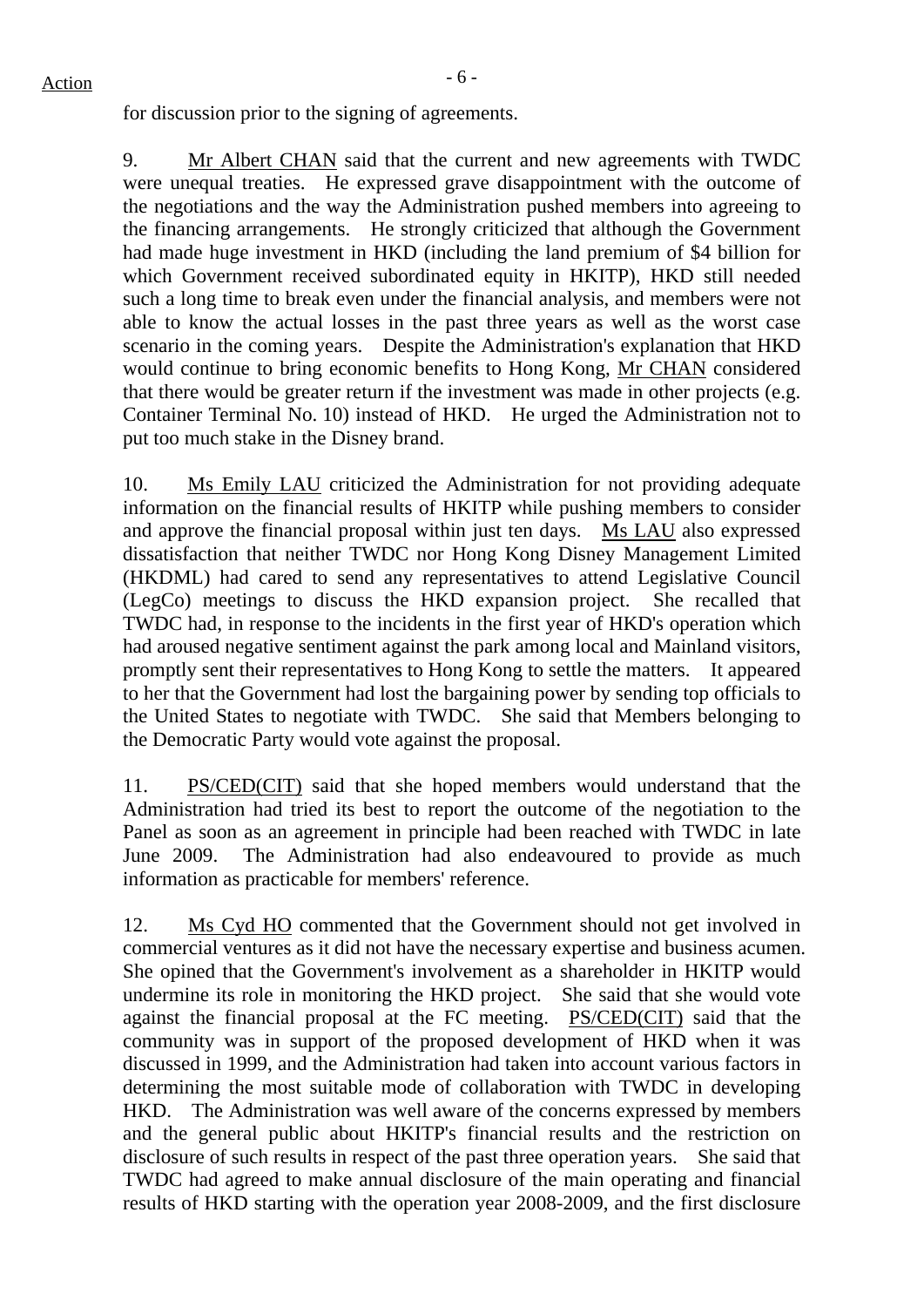for discussion prior to the signing of agreements.

9. Mr Albert CHAN said that the current and new agreements with TWDC were unequal treaties. He expressed grave disappointment with the outcome of the negotiations and the way the Administration pushed members into agreeing to the financing arrangements. He strongly criticized that although the Government had made huge investment in HKD (including the land premium of $4 billion for which Government received subordinated equity in HKITP), HKD still needed such a long time to break even under the financial analysis, and members were not able to know the actual losses in the past three years as well as the worst case scenario in the coming years. Despite the Administration's explanation that HKD would continue to bring economic benefits to Hong Kong, Mr CHAN considered that there would be greater return if the investment was made in other projects (e.g. Container Terminal No. 10) instead of HKD. He urged the Administration not to put too much stake in the Disney brand.

10. Ms Emily LAU criticized the Administration for not providing adequate information on the financial results of HKITP while pushing members to consider and approve the financial proposal within just ten days. Ms LAU also expressed dissatisfaction that neither TWDC nor Hong Kong Disney Management Limited (HKDML) had cared to send any representatives to attend Legislative Council (LegCo) meetings to discuss the HKD expansion project. She recalled that TWDC had, in response to the incidents in the first year of HKD's operation which had aroused negative sentiment against the park among local and Mainland visitors, promptly sent their representatives to Hong Kong to settle the matters. It appeared to her that the Government had lost the bargaining power by sending top officials to the United States to negotiate with TWDC. She said that Members belonging to the Democratic Party would vote against the proposal.

11. PS/CED(CIT) said that she hoped members would understand that the Administration had tried its best to report the outcome of the negotiation to the Panel as soon as an agreement in principle had been reached with TWDC in late June 2009. The Administration had also endeavoured to provide as much information as practicable for members' reference.

12. Ms Cyd HO commented that the Government should not get involved in commercial ventures as it did not have the necessary expertise and business acumen. She opined that the Government's involvement as a shareholder in HKITP would undermine its role in monitoring the HKD project. She said that she would vote against the financial proposal at the FC meeting. PS/CED(CIT) said that the community was in support of the proposed development of HKD when it was discussed in 1999, and the Administration had taken into account various factors in determining the most suitable mode of collaboration with TWDC in developing HKD. The Administration was well aware of the concerns expressed by members and the general public about HKITP's financial results and the restriction on disclosure of such results in respect of the past three operation years. She said that TWDC had agreed to make annual disclosure of the main operating and financial results of HKD starting with the operation year 2008-2009, and the first disclosure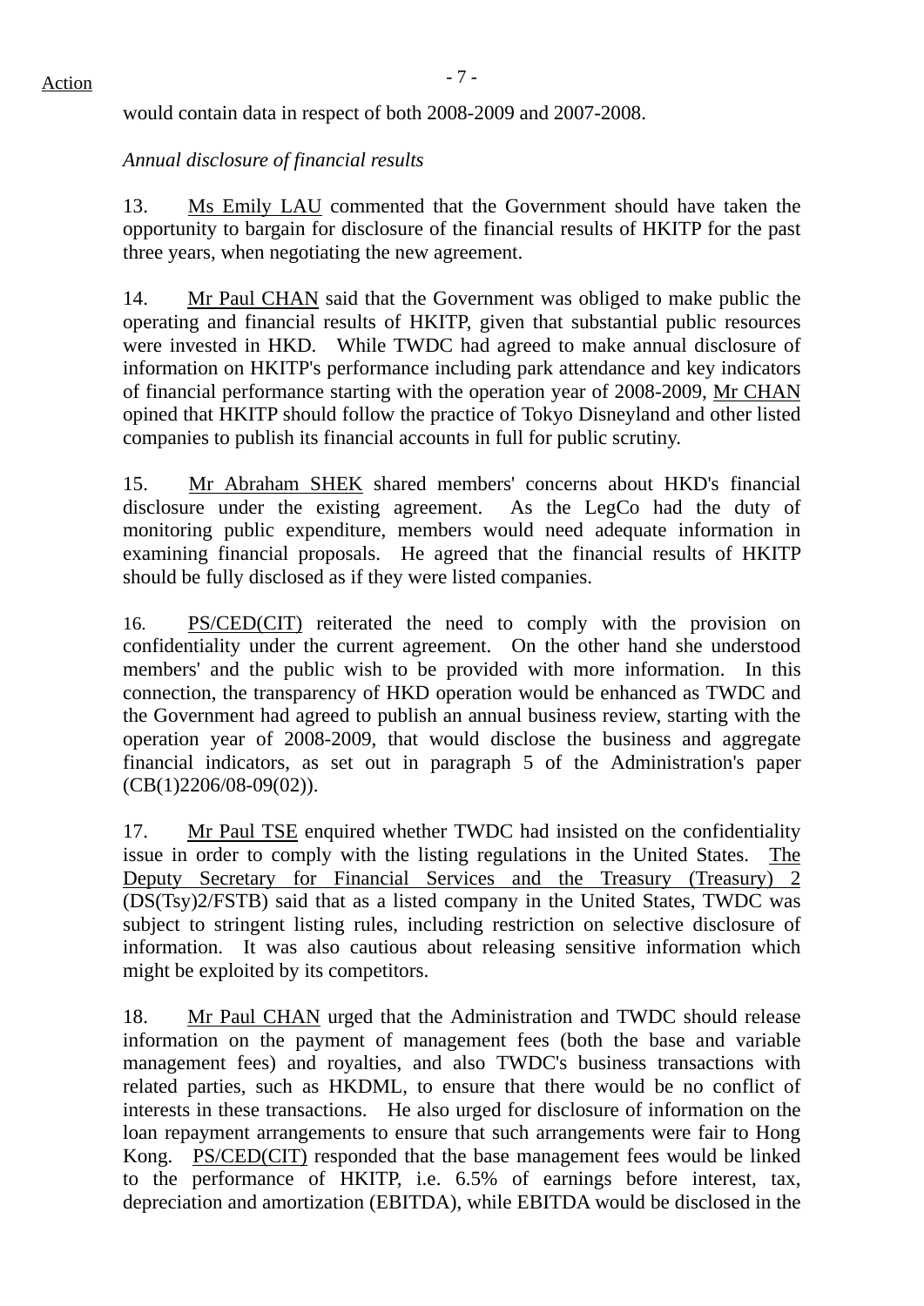would contain data in respect of both 2008-2009 and 2007-2008.

*Annual disclosure of financial results*

13. Ms Emily LAU commented that the Government should have taken the opportunity to bargain for disclosure of the financial results of HKITP for the past three years, when negotiating the new agreement.

14. Mr Paul CHAN said that the Government was obliged to make public the operating and financial results of HKITP, given that substantial public resources were invested in HKD. While TWDC had agreed to make annual disclosure of information on HKITP's performance including park attendance and key indicators of financial performance starting with the operation year of 2008-2009, Mr CHAN opined that HKITP should follow the practice of Tokyo Disneyland and other listed companies to publish its financial accounts in full for public scrutiny.

15. Mr Abraham SHEK shared members' concerns about HKD's financial disclosure under the existing agreement. As the LegCo had the duty of monitoring public expenditure, members would need adequate information in examining financial proposals. He agreed that the financial results of HKITP should be fully disclosed as if they were listed companies.

16. PS/CED(CIT) reiterated the need to comply with the provision on confidentiality under the current agreement. On the other hand she understood members' and the public wish to be provided with more information. In this connection, the transparency of HKD operation would be enhanced as TWDC and the Government had agreed to publish an annual business review, starting with the operation year of 2008-2009, that would disclose the business and aggregate financial indicators, as set out in paragraph 5 of the Administration's paper (CB(1)2206/08-09(02)).

17. Mr Paul TSE enquired whether TWDC had insisted on the confidentiality issue in order to comply with the listing regulations in the United States. The Deputy Secretary for Financial Services and the Treasury (Treasury) 2 (DS(Tsy)2/FSTB) said that as a listed company in the United States, TWDC was subject to stringent listing rules, including restriction on selective disclosure of information. It was also cautious about releasing sensitive information which might be exploited by its competitors.

18. Mr Paul CHAN urged that the Administration and TWDC should release information on the payment of management fees (both the base and variable management fees) and royalties, and also TWDC's business transactions with related parties, such as HKDML, to ensure that there would be no conflict of interests in these transactions. He also urged for disclosure of information on the loan repayment arrangements to ensure that such arrangements were fair to Hong Kong. PS/CED(CIT) responded that the base management fees would be linked to the performance of HKITP, i.e. 6.5% of earnings before interest, tax, depreciation and amortization (EBITDA), while EBITDA would be disclosed in the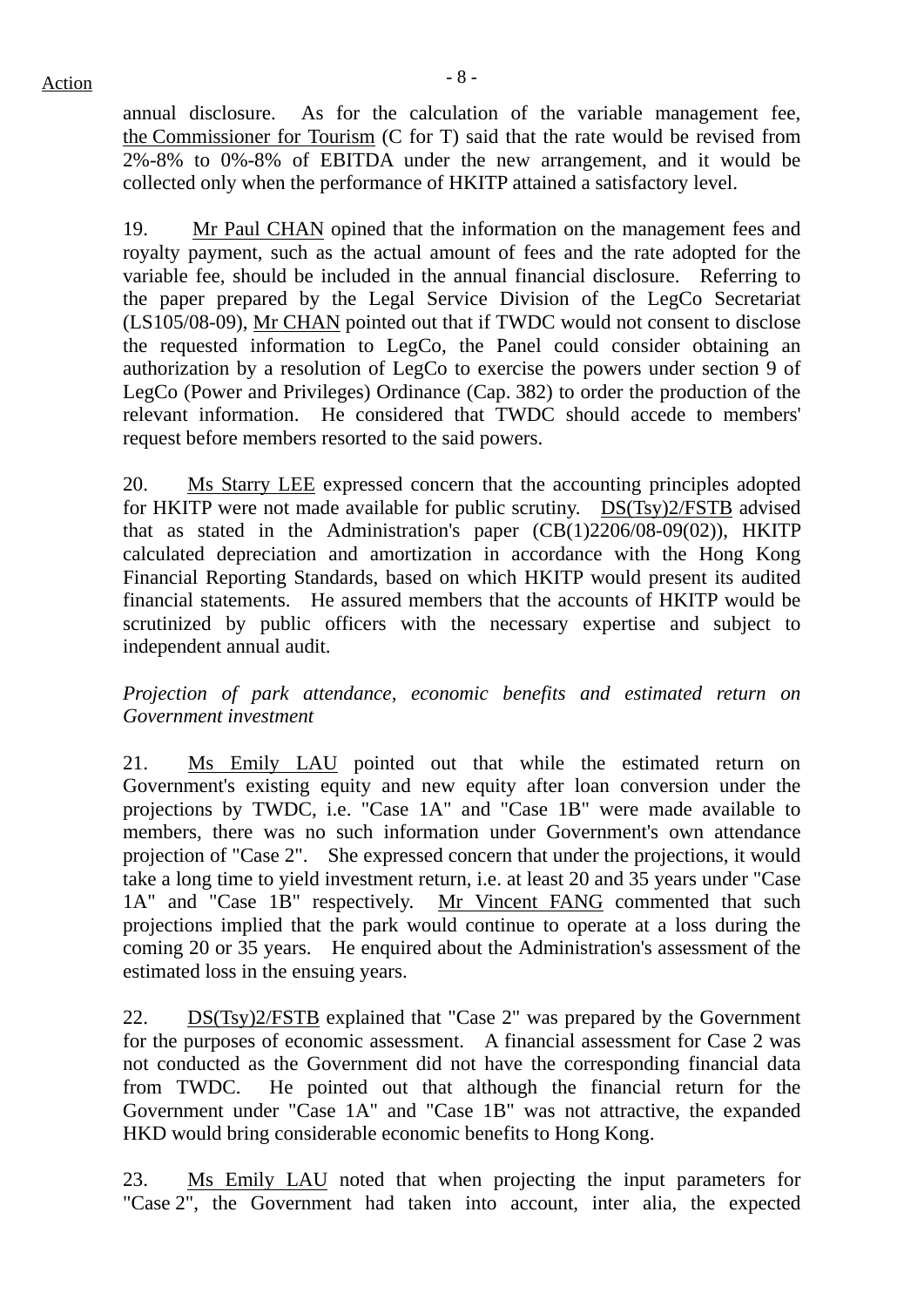annual disclosure. As for the calculation of the variable management fee, the Commissioner for Tourism (C for T) said that the rate would be revised from 2%-8% to 0%-8% of EBITDA under the new arrangement, and it would be collected only when the performance of HKITP attained a satisfactory level.

19. Mr Paul CHAN opined that the information on the management fees and royalty payment, such as the actual amount of fees and the rate adopted for the variable fee, should be included in the annual financial disclosure. Referring to the paper prepared by the Legal Service Division of the LegCo Secretariat (LS105/08-09), Mr CHAN pointed out that if TWDC would not consent to disclose the requested information to LegCo, the Panel could consider obtaining an authorization by a resolution of LegCo to exercise the powers under section 9 of LegCo (Power and Privileges) Ordinance (Cap. 382) to order the production of the relevant information. He considered that TWDC should accede to members' request before members resorted to the said powers.

20. Ms Starry LEE expressed concern that the accounting principles adopted for HKITP were not made available for public scrutiny. DS(Tsy)2/FSTB advised that as stated in the Administration's paper (CB(1)2206/08-09(02)), HKITP calculated depreciation and amortization in accordance with the Hong Kong Financial Reporting Standards, based on which HKITP would present its audited financial statements. He assured members that the accounts of HKITP would be scrutinized by public officers with the necessary expertise and subject to independent annual audit.

*Projection of park attendance, economic benefits and estimated return on Government investment*

21. Ms Emily LAU pointed out that while the estimated return on Government's existing equity and new equity after loan conversion under the projections by TWDC, i.e. "Case 1A" and "Case 1B" were made available to members, there was no such information under Government's own attendance projection of "Case 2". She expressed concern that under the projections, it would take a long time to yield investment return, i.e. at least 20 and 35 years under "Case 1A" and "Case 1B" respectively. Mr Vincent FANG commented that such projections implied that the park would continue to operate at a loss during the coming 20 or 35 years. He enquired about the Administration's assessment of the estimated loss in the ensuing years.

22. DS(Tsy)2/FSTB explained that "Case 2" was prepared by the Government for the purposes of economic assessment. A financial assessment for Case 2 was not conducted as the Government did not have the corresponding financial data from TWDC. He pointed out that although the financial return for the Government under "Case 1A" and "Case 1B" was not attractive, the expanded HKD would bring considerable economic benefits to Hong Kong.

23. Ms Emily LAU noted that when projecting the input parameters for "Case 2", the Government had taken into account, inter alia, the expected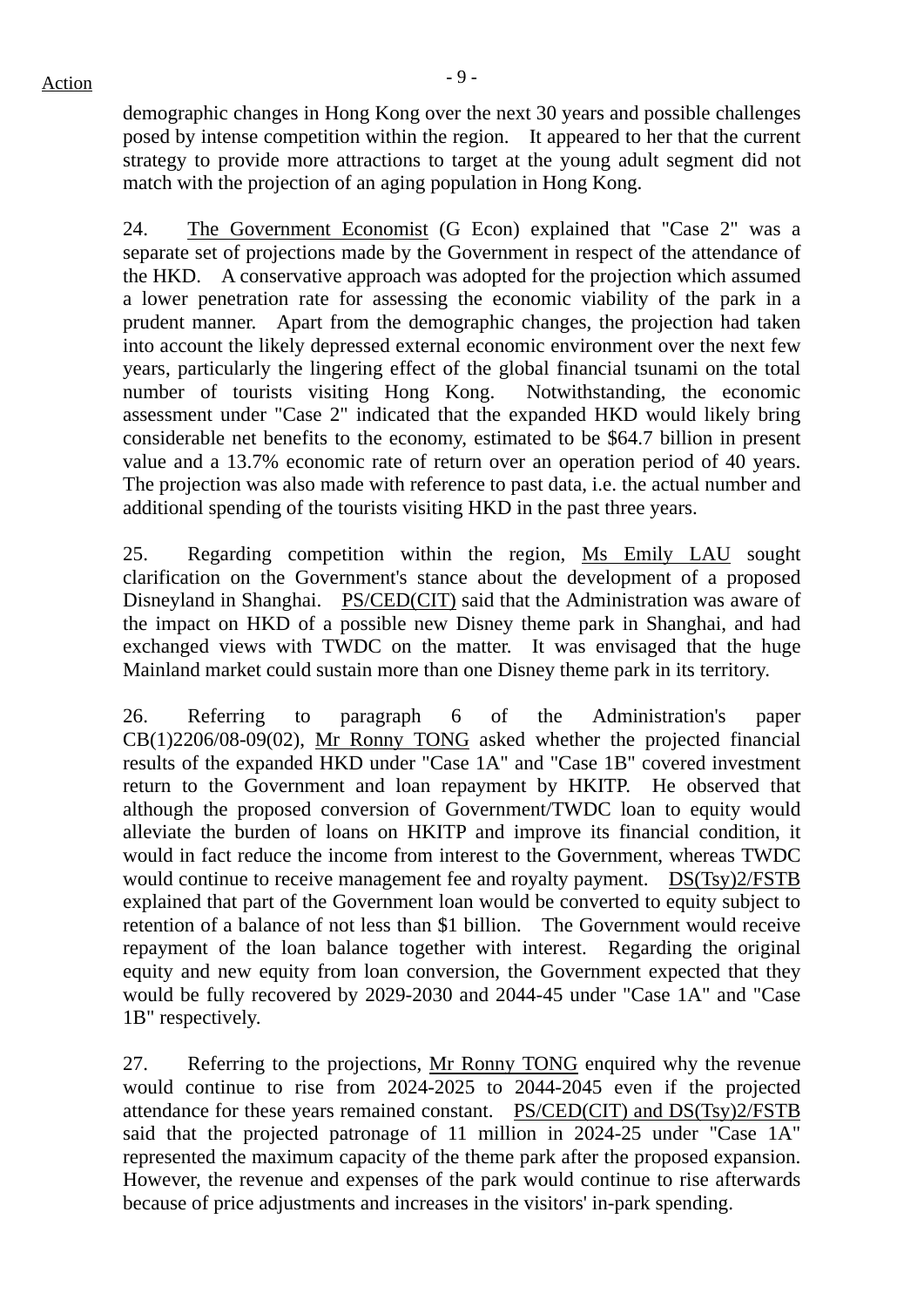demographic changes in Hong Kong over the next 30 years and possible challenges posed by intense competition within the region. It appeared to her that the current strategy to provide more attractions to target at the young adult segment did not match with the projection of an aging population in Hong Kong.

24. The Government Economist (G Econ) explained that "Case 2" was a separate set of projections made by the Government in respect of the attendance of the HKD. A conservative approach was adopted for the projection which assumed a lower penetration rate for assessing the economic viability of the park in a prudent manner. Apart from the demographic changes, the projection had taken into account the likely depressed external economic environment over the next few years, particularly the lingering effect of the global financial tsunami on the total number of tourists visiting Hong Kong. Notwithstanding, the economic assessment under "Case 2" indicated that the expanded HKD would likely bring considerable net benefits to the economy, estimated to be $64.7 billion in present value and a 13.7% economic rate of return over an operation period of 40 years. The projection was also made with reference to past data, i.e. the actual number and additional spending of the tourists visiting HKD in the past three years.

25. Regarding competition within the region, Ms Emily LAU sought clarification on the Government's stance about the development of a proposed Disneyland in Shanghai. PS/CED(CIT) said that the Administration was aware of the impact on HKD of a possible new Disney theme park in Shanghai, and had exchanged views with TWDC on the matter. It was envisaged that the huge Mainland market could sustain more than one Disney theme park in its territory.

26. Referring to paragraph 6 of the Administration's paper CB(1)2206/08-09(02), Mr Ronny TONG asked whether the projected financial results of the expanded HKD under "Case 1A" and "Case 1B" covered investment return to the Government and loan repayment by HKITP. He observed that although the proposed conversion of Government/TWDC loan to equity would alleviate the burden of loans on HKITP and improve its financial condition, it would in fact reduce the income from interest to the Government, whereas TWDC would continue to receive management fee and royalty payment. DS(Tsy)2/FSTB explained that part of the Government loan would be converted to equity subject to retention of a balance of not less than $1 billion. The Government would receive repayment of the loan balance together with interest. Regarding the original equity and new equity from loan conversion, the Government expected that they would be fully recovered by 2029-2030 and 2044-45 under "Case 1A" and "Case 1B" respectively.

27. Referring to the projections, Mr Ronny TONG enquired why the revenue would continue to rise from 2024-2025 to 2044-2045 even if the projected attendance for these years remained constant. PS/CED(CIT) and DS(Tsy)2/FSTB said that the projected patronage of 11 million in 2024-25 under "Case 1A" represented the maximum capacity of the theme park after the proposed expansion. However, the revenue and expenses of the park would continue to rise afterwards because of price adjustments and increases in the visitors' in-park spending.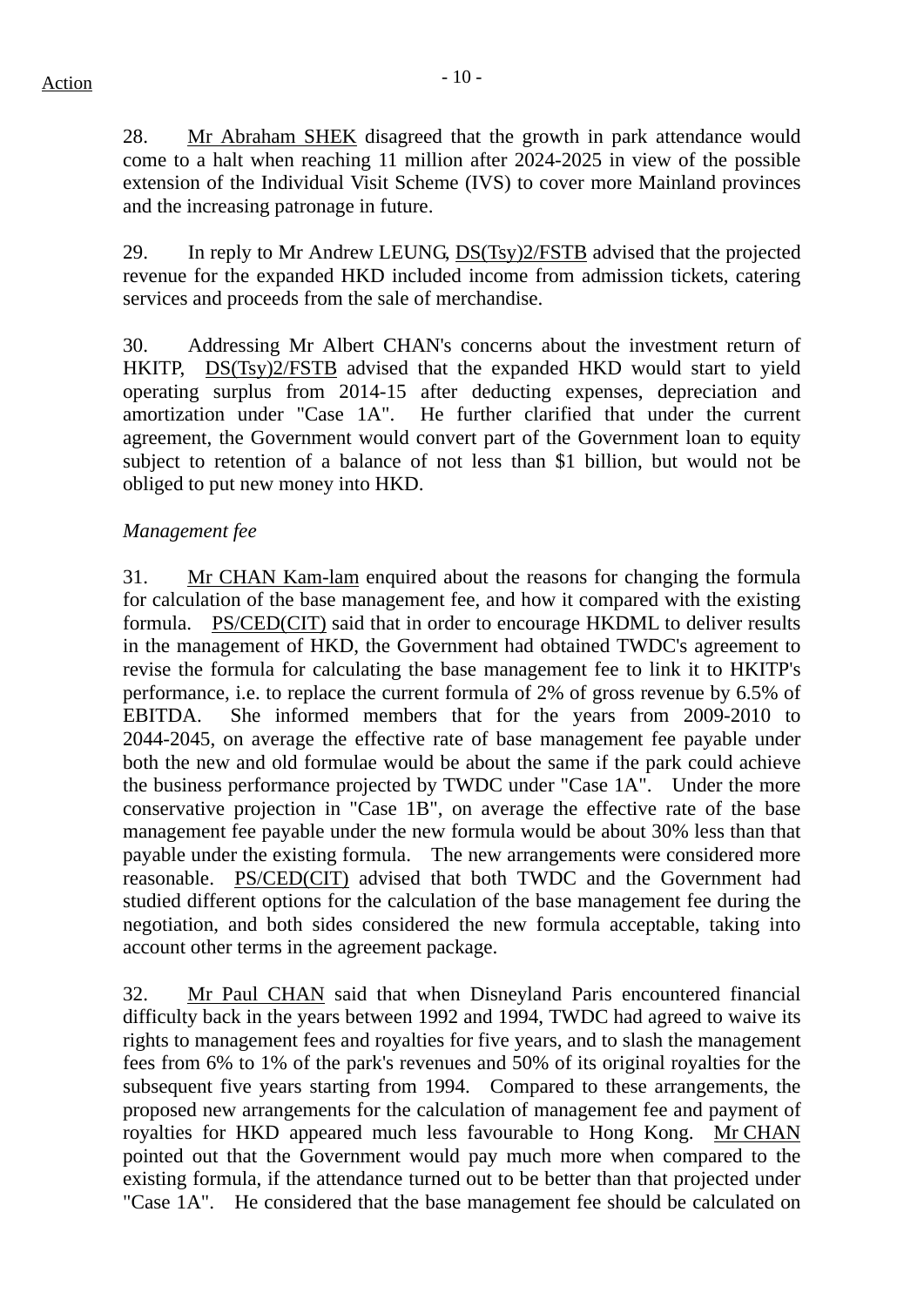28. Mr Abraham SHEK disagreed that the growth in park attendance would come to a halt when reaching 11 million after 2024-2025 in view of the possible extension of the Individual Visit Scheme (IVS) to cover more Mainland provinces and the increasing patronage in future.

29. In reply to Mr Andrew LEUNG, DS(Tsy)2/FSTB advised that the projected revenue for the expanded HKD included income from admission tickets, catering services and proceeds from the sale of merchandise.

30. Addressing Mr Albert CHAN's concerns about the investment return of HKITP, DS(Tsy)2/FSTB advised that the expanded HKD would start to yield operating surplus from 2014-15 after deducting expenses, depreciation and amortization under "Case 1A". He further clarified that under the current agreement, the Government would convert part of the Government loan to equity subject to retention of a balance of not less than $1 billion, but would not be obliged to put new money into HKD.

*Management fee*

31. Mr CHAN Kam-lam enquired about the reasons for changing the formula for calculation of the base management fee, and how it compared with the existing formula. PS/CED(CIT) said that in order to encourage HKDML to deliver results in the management of HKD, the Government had obtained TWDC's agreement to revise the formula for calculating the base management fee to link it to HKITP's performance, i.e. to replace the current formula of 2% of gross revenue by 6.5% of EBITDA. She informed members that for the years from 2009-2010 to 2044-2045, on average the effective rate of base management fee payable under both the new and old formulae would be about the same if the park could achieve the business performance projected by TWDC under "Case 1A". Under the more conservative projection in "Case 1B", on average the effective rate of the base management fee payable under the new formula would be about 30% less than that payable under the existing formula. The new arrangements were considered more reasonable. PS/CED(CIT) advised that both TWDC and the Government had studied different options for the calculation of the base management fee during the negotiation, and both sides considered the new formula acceptable, taking into account other terms in the agreement package.

32. Mr Paul CHAN said that when Disneyland Paris encountered financial difficulty back in the years between 1992 and 1994, TWDC had agreed to waive its rights to management fees and royalties for five years, and to slash the management fees from 6% to 1% of the park's revenues and 50% of its original royalties for the subsequent five years starting from 1994. Compared to these arrangements, the proposed new arrangements for the calculation of management fee and payment of royalties for HKD appeared much less favourable to Hong Kong. Mr CHAN pointed out that the Government would pay much more when compared to the existing formula, if the attendance turned out to be better than that projected under "Case 1A". He considered that the base management fee should be calculated on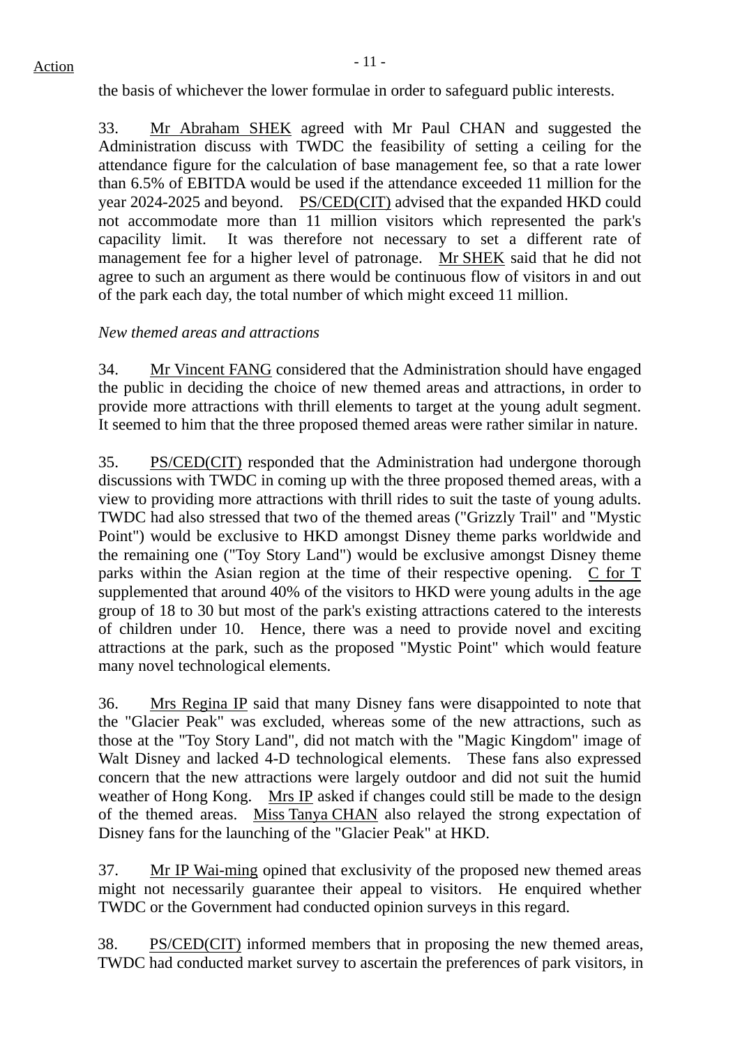the basis of whichever the lower formulae in order to safeguard public interests.

33. Mr Abraham SHEK agreed with Mr Paul CHAN and suggested the Administration discuss with TWDC the feasibility of setting a ceiling for the attendance figure for the calculation of base management fee, so that a rate lower than 6.5% of EBITDA would be used if the attendance exceeded 11 million for the year 2024-2025 and beyond. PS/CED(CIT) advised that the expanded HKD could not accommodate more than 11 million visitors which represented the park's capacity limit. It was therefore not necessary to set a different rate of management fee for a higher level of patronage. Mr SHEK said that he did not agree to such an argument as there would be continuous flow of visitors in and out of the park each day, the total number of which might exceed 11 million.

*New themed areas and attractions*

34. Mr Vincent FANG considered that the Administration should have engaged the public in deciding the choice of new themed areas and attractions, in order to provide more attractions with thrill elements to target at the young adult segment. It seemed to him that the three proposed themed areas were rather similar in nature.

35. PS/CED(CIT) responded that the Administration had undergone thorough discussions with TWDC in coming up with the three proposed themed areas, with a view to providing more attractions with thrill rides to suit the taste of young adults. TWDC had also stressed that two of the themed areas ("Grizzly Trail" and "Mystic Point") would be exclusive to HKD amongst Disney theme parks worldwide and the remaining one ("Toy Story Land") would be exclusive amongst Disney theme parks within the Asian region at the time of their respective opening. C for T supplemented that around 40% of the visitors to HKD were young adults in the age group of 18 to 30 but most of the park's existing attractions catered to the interests of children under 10. Hence, there was a need to provide novel and exciting attractions at the park, such as the proposed "Mystic Point" which would feature many novel technological elements.

36. Mrs Regina IP said that many Disney fans were disappointed to note that the "Glacier Peak" was excluded, whereas some of the new attractions, such as those at the "Toy Story Land", did not match with the "Magic Kingdom" image of Walt Disney and lacked 4-D technological elements. These fans also expressed concern that the new attractions were largely outdoor and did not suit the humid weather of Hong Kong. Mrs IP asked if changes could still be made to the design of the themed areas. Miss Tanya CHAN also relayed the strong expectation of Disney fans for the launching of the "Glacier Peak" at HKD.

37. Mr IP Wai-ming opined that exclusivity of the proposed new themed areas might not necessarily guarantee their appeal to visitors. He enquired whether TWDC or the Government had conducted opinion surveys in this regard.

38. PS/CED(CIT) informed members that in proposing the new themed areas, TWDC had conducted market survey to ascertain the preferences of park visitors, in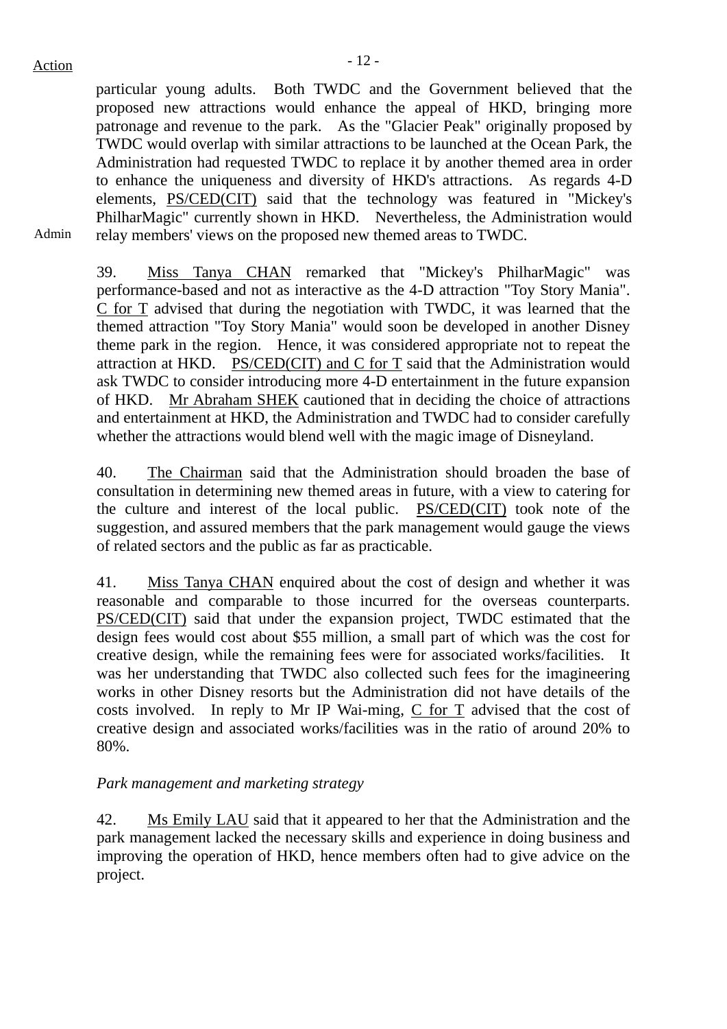Action

particular young adults. Both TWDC and the Government believed that the proposed new attractions would enhance the appeal of HKD, bringing more patronage and revenue to the park. As the "Glacier Peak" originally proposed by TWDC would overlap with similar attractions to be launched at the Ocean Park, the Administration had requested TWDC to replace it by another themed area in order to enhance the uniqueness and diversity of HKD's attractions. As regards 4-D elements, PS/CED(CIT) said that the technology was featured in "Mickey's PhilharMagic" currently shown in HKD. Nevertheless, the Administration would relay members' views on the proposed new themed areas to TWDC.

Admin

39. Miss Tanya CHAN remarked that "Mickey's PhilharMagic" was performance-based and not as interactive as the 4-D attraction "Toy Story Mania". C for T advised that during the negotiation with TWDC, it was learned that the themed attraction "Toy Story Mania" would soon be developed in another Disney theme park in the region. Hence, it was considered appropriate not to repeat the attraction at HKD. PS/CED(CIT) and C for T said that the Administration would ask TWDC to consider introducing more 4-D entertainment in the future expansion of HKD. Mr Abraham SHEK cautioned that in deciding the choice of attractions and entertainment at HKD, the Administration and TWDC had to consider carefully whether the attractions would blend well with the magic image of Disneyland.

40. The Chairman said that the Administration should broaden the base of consultation in determining new themed areas in future, with a view to catering for the culture and interest of the local public. PS/CED(CIT) took note of the suggestion, and assured members that the park management would gauge the views of related sectors and the public as far as practicable.

41. Miss Tanya CHAN enquired about the cost of design and whether it was reasonable and comparable to those incurred for the overseas counterparts. PS/CED(CIT) said that under the expansion project, TWDC estimated that the design fees would cost about $55 million, a small part of which was the cost for creative design, while the remaining fees were for associated works/facilities. It was her understanding that TWDC also collected such fees for the imagineering works in other Disney resorts but the Administration did not have details of the costs involved. In reply to Mr IP Wai-ming, C for T advised that the cost of creative design and associated works/facilities was in the ratio of around 20% to 80%.

*Park management and marketing strategy*

42. Ms Emily LAU said that it appeared to her that the Administration and the park management lacked the necessary skills and experience in doing business and improving the operation of HKD, hence members often had to give advice on the project.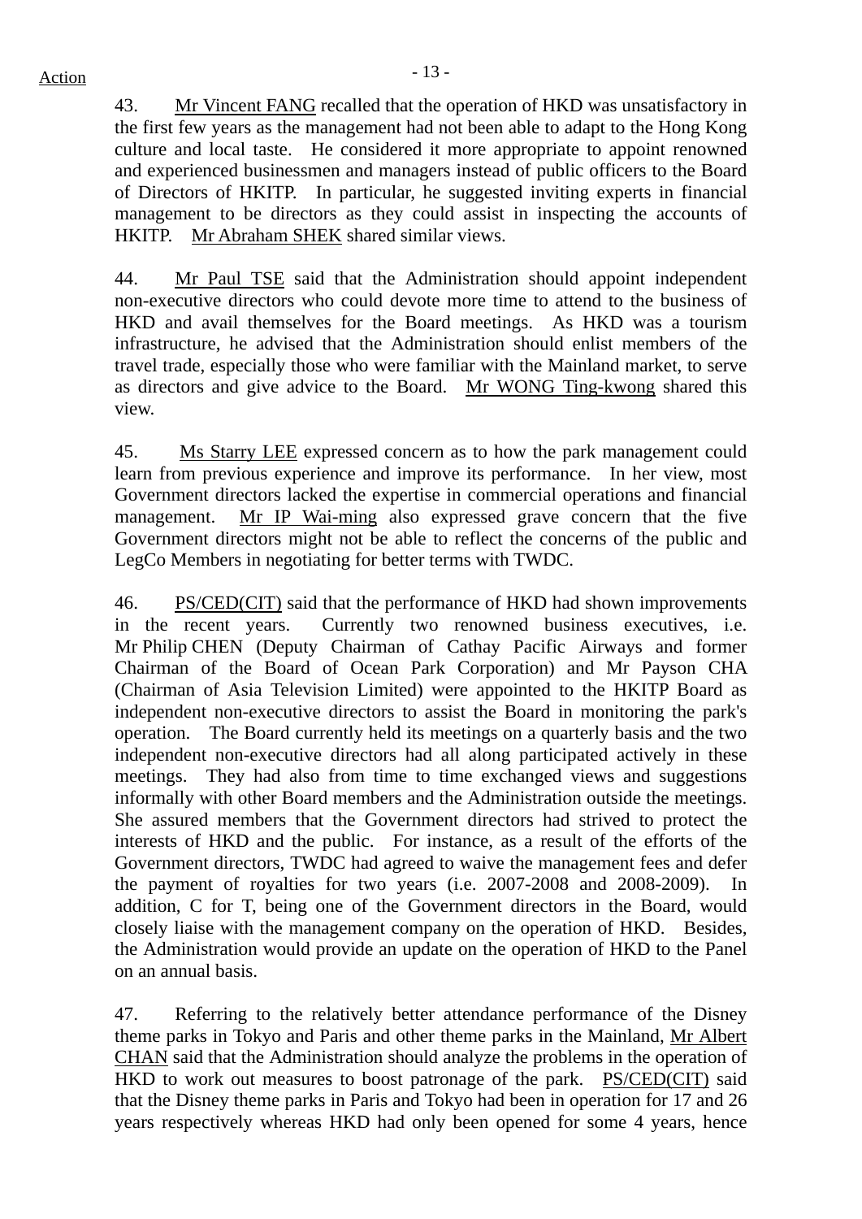43. Mr Vincent FANG recalled that the operation of HKD was unsatisfactory in the first few years as the management had not been able to adapt to the Hong Kong culture and local taste. He considered it more appropriate to appoint renowned and experienced businessmen and managers instead of public officers to the Board of Directors of HKITP. In particular, he suggested inviting experts in financial management to be directors as they could assist in inspecting the accounts of HKITP. Mr Abraham SHEK shared similar views.

44. Mr Paul TSE said that the Administration should appoint independent non-executive directors who could devote more time to attend to the business of HKD and avail themselves for the Board meetings. As HKD was a tourism infrastructure, he advised that the Administration should enlist members of the travel trade, especially those who were familiar with the Mainland market, to serve as directors and give advice to the Board. Mr WONG Ting-kwong shared this view.

45. Ms Starry LEE expressed concern as to how the park management could learn from previous experience and improve its performance. In her view, most Government directors lacked the expertise in commercial operations and financial management. Mr IP Wai-ming also expressed grave concern that the five Government directors might not be able to reflect the concerns of the public and LegCo Members in negotiating for better terms with TWDC.

46. PS/CED(CIT) said that the performance of HKD had shown improvements in the recent years. Currently two renowned business executives, i.e. Mr Philip CHEN (Deputy Chairman of Cathay Pacific Airways and former Chairman of the Board of Ocean Park Corporation) and Mr Payson CHA (Chairman of Asia Television Limited) were appointed to the HKITP Board as independent non-executive directors to assist the Board in monitoring the park's operation. The Board currently held its meetings on a quarterly basis and the two independent non-executive directors had all along participated actively in these meetings. They had also from time to time exchanged views and suggestions informally with other Board members and the Administration outside the meetings. She assured members that the Government directors had strived to protect the interests of HKD and the public. For instance, as a result of the efforts of the Government directors, TWDC had agreed to waive the management fees and defer the payment of royalties for two years (i.e. 2007-2008 and 2008-2009). In addition, C for T, being one of the Government directors in the Board, would closely liaise with the management company on the operation of HKD. Besides, the Administration would provide an update on the operation of HKD to the Panel on an annual basis.

47. Referring to the relatively better attendance performance of the Disney theme parks in Tokyo and Paris and other theme parks in the Mainland, Mr Albert CHAN said that the Administration should analyze the problems in the operation of HKD to work out measures to boost patronage of the park. PS/CED(CIT) said that the Disney theme parks in Paris and Tokyo had been in operation for 17 and 26 years respectively whereas HKD had only been opened for some 4 years, hence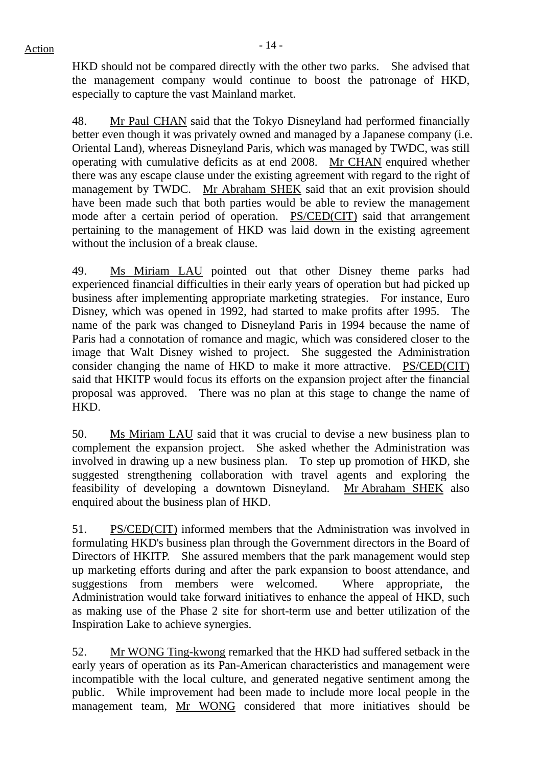HKD should not be compared directly with the other two parks. She advised that the management company would continue to boost the patronage of HKD, especially to capture the vast Mainland market.

48. Mr Paul CHAN said that the Tokyo Disneyland had performed financially better even though it was privately owned and managed by a Japanese company (i.e. Oriental Land), whereas Disneyland Paris, which was managed by TWDC, was still operating with cumulative deficits as at end 2008. Mr CHAN enquired whether there was any escape clause under the existing agreement with regard to the right of management by TWDC. Mr Abraham SHEK said that an exit provision should have been made such that both parties would be able to review the management mode after a certain period of operation. PS/CED(CIT) said that arrangement pertaining to the management of HKD was laid down in the existing agreement without the inclusion of a break clause.

49. Ms Miriam LAU pointed out that other Disney theme parks had experienced financial difficulties in their early years of operation but had picked up business after implementing appropriate marketing strategies. For instance, Euro Disney, which was opened in 1992, had started to make profits after 1995. The name of the park was changed to Disneyland Paris in 1994 because the name of Paris had a connotation of romance and magic, which was considered closer to the image that Walt Disney wished to project. She suggested the Administration consider changing the name of HKD to make it more attractive. PS/CED(CIT) said that HKITP would focus its efforts on the expansion project after the financial proposal was approved. There was no plan at this stage to change the name of HKD.

50. Ms Miriam LAU said that it was crucial to devise a new business plan to complement the expansion project. She asked whether the Administration was involved in drawing up a new business plan. To step up promotion of HKD, she suggested strengthening collaboration with travel agents and exploring the feasibility of developing a downtown Disneyland. Mr Abraham SHEK also enquired about the business plan of HKD.

51. PS/CED(CIT) informed members that the Administration was involved in formulating HKD's business plan through the Government directors in the Board of Directors of HKITP. She assured members that the park management would step up marketing efforts during and after the park expansion to boost attendance, and suggestions from members were welcomed. Where appropriate, the Administration would take forward initiatives to enhance the appeal of HKD, such as making use of the Phase 2 site for short-term use and better utilization of the Inspiration Lake to achieve synergies.

52. Mr WONG Ting-kwong remarked that the HKD had suffered setback in the early years of operation as its Pan-American characteristics and management were incompatible with the local culture, and generated negative sentiment among the public. While improvement had been made to include more local people in the management team, Mr WONG considered that more initiatives should be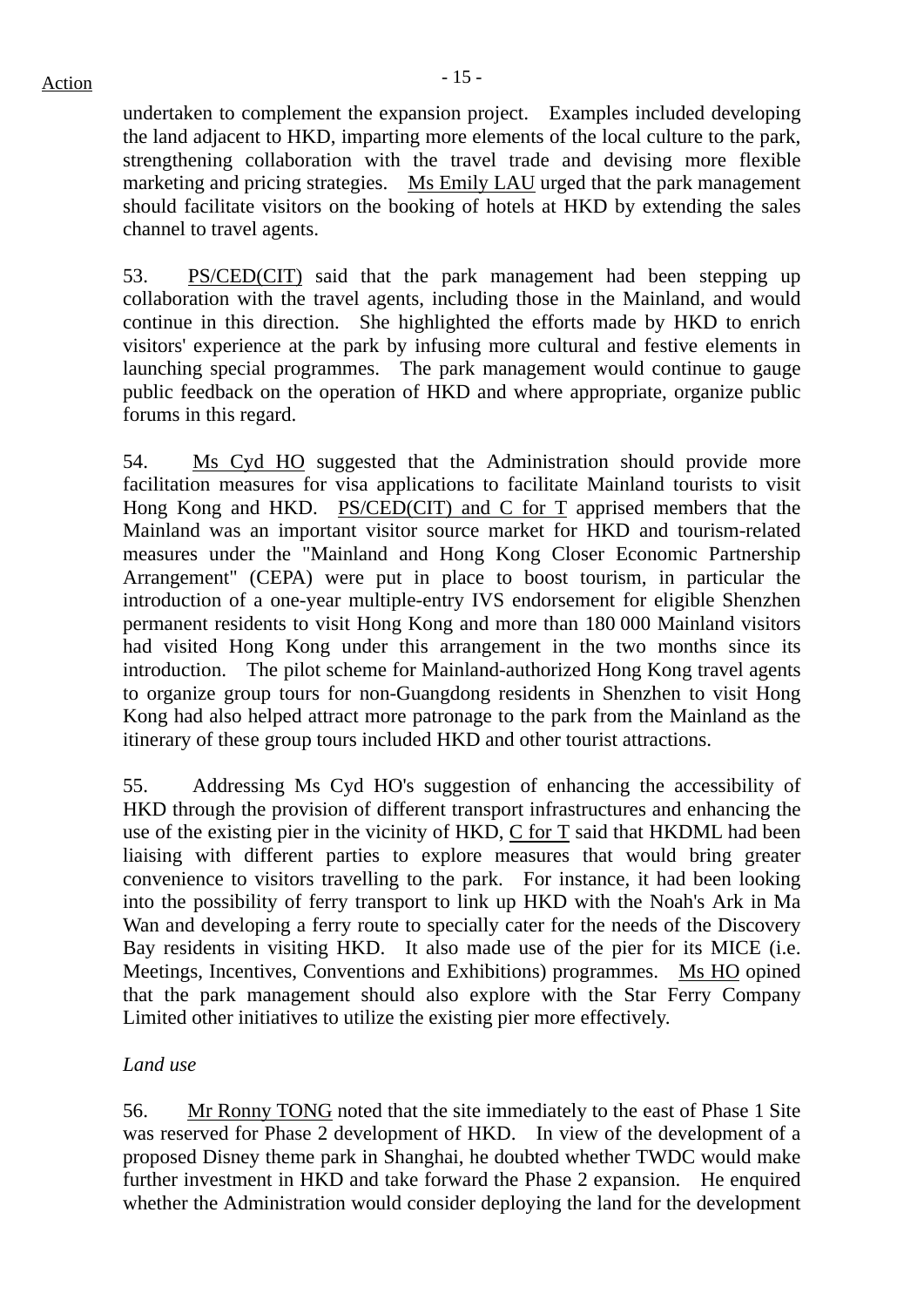undertaken to complement the expansion project. Examples included developing the land adjacent to HKD, imparting more elements of the local culture to the park, strengthening collaboration with the travel trade and devising more flexible marketing and pricing strategies. Ms Emily LAU urged that the park management should facilitate visitors on the booking of hotels at HKD by extending the sales channel to travel agents.

53. PS/CED(CIT) said that the park management had been stepping up collaboration with the travel agents, including those in the Mainland, and would continue in this direction. She highlighted the efforts made by HKD to enrich visitors' experience at the park by infusing more cultural and festive elements in launching special programmes. The park management would continue to gauge public feedback on the operation of HKD and where appropriate, organize public forums in this regard.

54. Ms Cyd HO suggested that the Administration should provide more facilitation measures for visa applications to facilitate Mainland tourists to visit Hong Kong and HKD. PS/CED(CIT) and C for T apprised members that the Mainland was an important visitor source market for HKD and tourism-related measures under the "Mainland and Hong Kong Closer Economic Partnership Arrangement" (CEPA) were put in place to boost tourism, in particular the introduction of a one-year multiple-entry IVS endorsement for eligible Shenzhen permanent residents to visit Hong Kong and more than 180 000 Mainland visitors had visited Hong Kong under this arrangement in the two months since its introduction. The pilot scheme for Mainland-authorized Hong Kong travel agents to organize group tours for non-Guangdong residents in Shenzhen to visit Hong Kong had also helped attract more patronage to the park from the Mainland as the itinerary of these group tours included HKD and other tourist attractions.

55. Addressing Ms Cyd HO's suggestion of enhancing the accessibility of HKD through the provision of different transport infrastructures and enhancing the use of the existing pier in the vicinity of HKD, C for T said that HKDML had been liaising with different parties to explore measures that would bring greater convenience to visitors travelling to the park. For instance, it had been looking into the possibility of ferry transport to link up HKD with the Noah's Ark in Ma Wan and developing a ferry route to specially cater for the needs of the Discovery Bay residents in visiting HKD. It also made use of the pier for its MICE (i.e. Meetings, Incentives, Conventions and Exhibitions) programmes. Ms HO opined that the park management should also explore with the Star Ferry Company Limited other initiatives to utilize the existing pier more effectively.

*Land use*

56. Mr Ronny TONG noted that the site immediately to the east of Phase 1 Site was reserved for Phase 2 development of HKD. In view of the development of a proposed Disney theme park in Shanghai, he doubted whether TWDC would make further investment in HKD and take forward the Phase 2 expansion. He enquired whether the Administration would consider deploying the land for the development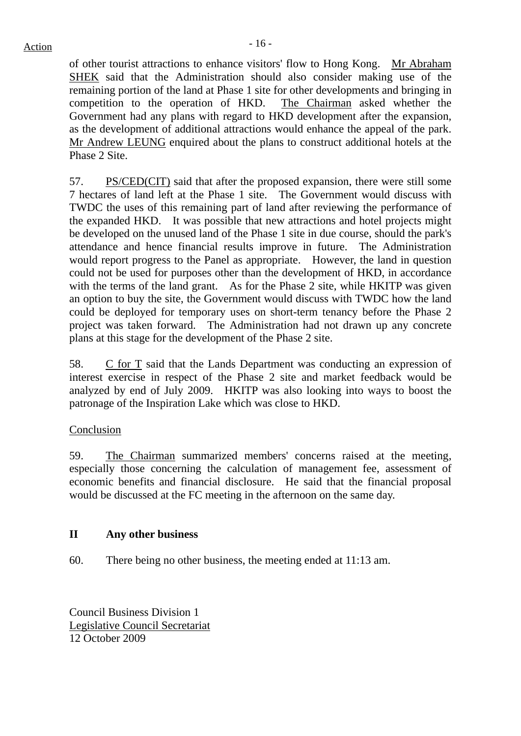Action

of other tourist attractions to enhance visitors' flow to Hong Kong. Mr Abraham SHEK said that the Administration should also consider making use of the remaining portion of the land at Phase 1 site for other developments and bringing in competition to the operation of HKD. The Chairman asked whether the Government had any plans with regard to HKD development after the expansion, as the development of additional attractions would enhance the appeal of the park. Mr Andrew LEUNG enquired about the plans to construct additional hotels at the Phase 2 Site.

57. PS/CED(CIT) said that after the proposed expansion, there were still some 7 hectares of land left at the Phase 1 site. The Government would discuss with TWDC the uses of this remaining part of land after reviewing the performance of the expanded HKD. It was possible that new attractions and hotel projects might be developed on the unused land of the Phase 1 site in due course, should the park's attendance and hence financial results improve in future. The Administration would report progress to the Panel as appropriate. However, the land in question could not be used for purposes other than the development of HKD, in accordance with the terms of the land grant. As for the Phase 2 site, while HKITP was given an option to buy the site, the Government would discuss with TWDC how the land could be deployed for temporary uses on short-term tenancy before the Phase 2 project was taken forward. The Administration had not drawn up any concrete plans at this stage for the development of the Phase 2 site.

58. C for T said that the Lands Department was conducting an expression of interest exercise in respect of the Phase 2 site and market feedback would be analyzed by end of July 2009. HKITP was also looking into ways to boost the patronage of the Inspiration Lake which was close to HKD.

Conclusion

59. The Chairman summarized members' concerns raised at the meeting, especially those concerning the calculation of management fee, assessment of economic benefits and financial disclosure. He said that the financial proposal would be discussed at the FC meeting in the afternoon on the same day.

## II Any other business

60. There being no other business, the meeting ended at 11:13 am.

Council Business Division 1
Legislative Council Secretariat
12 October 2009